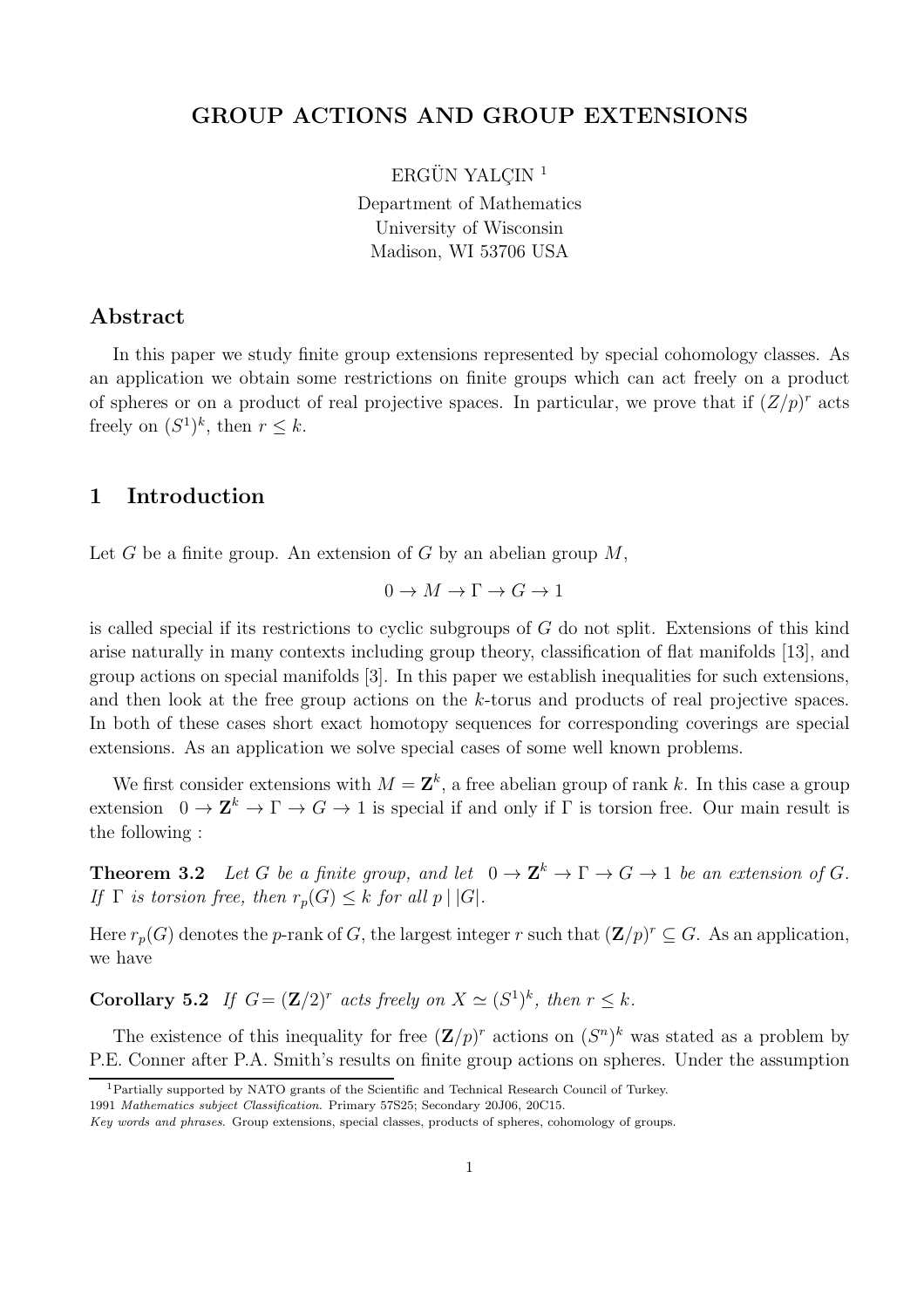# GROUP ACTIONS AND GROUP EXTENSIONS

ERGÜN YALÇIN [1]

Department of Mathematics
University of Wisconsin
Madison, WI 53706 USA

## Abstract

In this paper we study finite group extensions represented by special cohomology classes. As an application we obtain some restrictions on finite groups which can act freely on a product of spheres or on a product of real projective spaces. In particular, we prove that if $(Z/p)^r$ acts freely on $(S^1)^k$, then $r \leq k$.

## 1 Introduction

Let $G$ be a finite group. An extension of $G$ by an abelian group $M$,

$$0 \to M \to \Gamma \to G \to 1$$

is called special if its restrictions to cyclic subgroups of $G$ do not split. Extensions of this kind arise naturally in many contexts including group theory, classification of flat manifolds [13], and group actions on special manifolds [3]. In this paper we establish inequalities for such extensions, and then look at the free group actions on the $k$-torus and products of real projective spaces. In both of these cases short exact homotopy sequences for corresponding coverings are special extensions. As an application we solve special cases of some well known problems.

We first consider extensions with $M = \mathbf{Z}^k$, a free abelian group of rank $k$. In this case a group extension $0 \to \mathbf{Z}^k \to \Gamma \to G \to 1$ is special if and only if $\Gamma$ is torsion free. Our main result is the following :

**Theorem 3.2** *Let $G$ be a finite group, and let $0 \to \mathbf{Z}^k \to \Gamma \to G \to 1$ be an extension of $G$. If $\Gamma$ is torsion free, then $r_p(G) \leq k$ for all $p \mid |G|$.*

Here $r_p(G)$ denotes the $p$-rank of $G$, the largest integer $r$ such that $(\mathbf{Z}/p)^r \subseteq G$. As an application, we have

**Corollary 5.2** *If $G = (\mathbf{Z}/2)^r$ acts freely on $X \simeq (S^1)^k$, then $r \leq k$.*

The existence of this inequality for free $(\mathbf{Z}/p)^r$ actions on $(S^n)^k$ was stated as a problem by P.E. Conner after P.A. Smith's results on finite group actions on spheres. Under the assumption

---

[1] Partially supported by NATO grants of the Scientific and Technical Research Council of Turkey.

1991 *Mathematics subject Classification.* Primary 57S25; Secondary 20J06, 20C15.

*Key words and phrases.* Group extensions, special classes, products of spheres, cohomology of groups.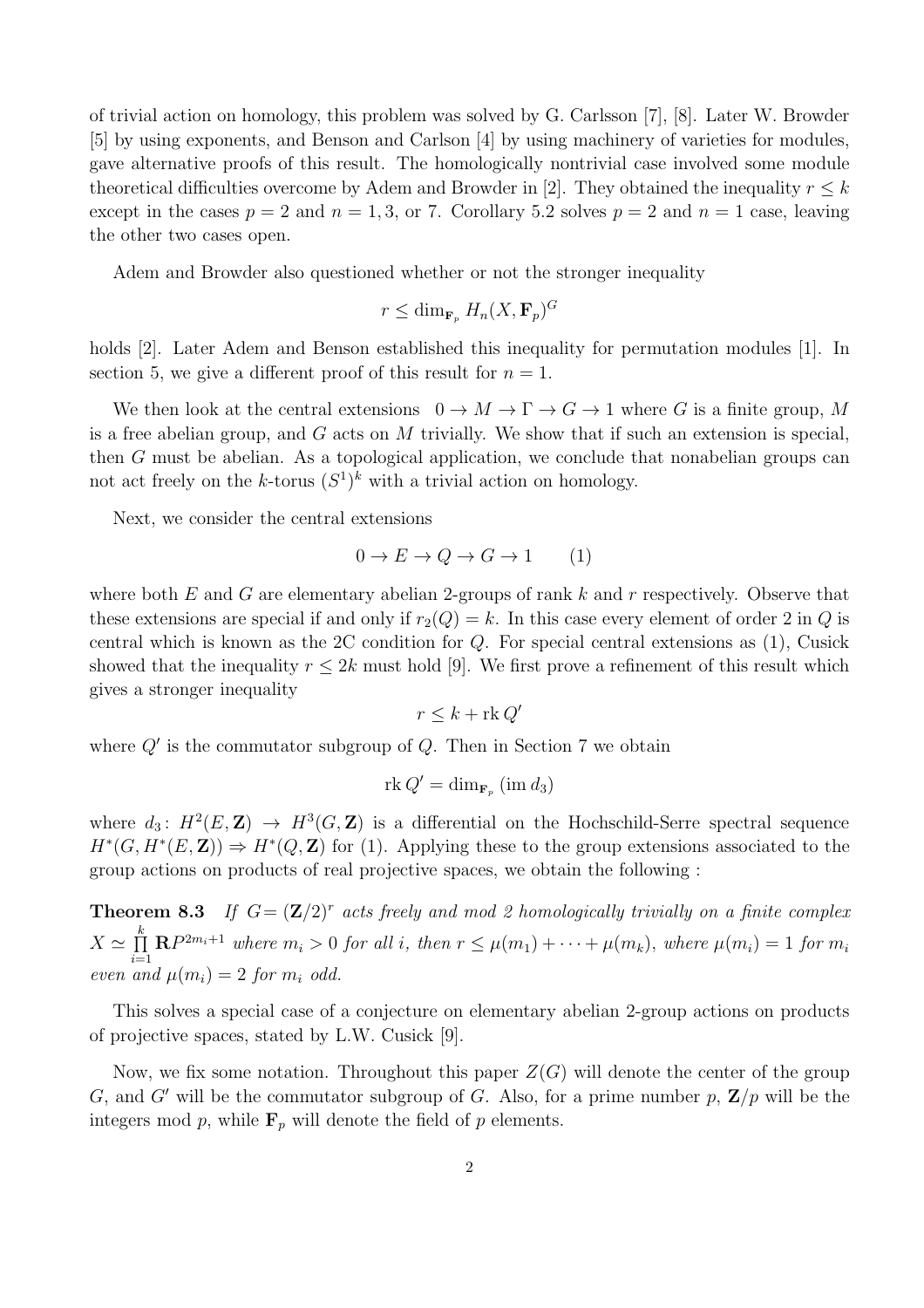of trivial action on homology, this problem was solved by G. Carlsson [7], [8]. Later W. Browder [5] by using exponents, and Benson and Carlson [4] by using machinery of varieties for modules, gave alternative proofs of this result. The homologically nontrivial case involved some module theoretical difficulties overcome by Adem and Browder in [2]. They obtained the inequality $r \leq k$ except in the cases $p = 2$ and $n = 1, 3$, or 7. Corollary 5.2 solves $p = 2$ and $n = 1$ case, leaving the other two cases open.

Adem and Browder also questioned whether or not the stronger inequality

$$r \leq \dim_{\mathbf{F}_p} H_n(X, \mathbf{F}_p)^G$$

holds [2]. Later Adem and Benson established this inequality for permutation modules [1]. In section 5, we give a different proof of this result for $n = 1$.

We then look at the central extensions $0 \to M \to \Gamma \to G \to 1$ where $G$ is a finite group, $M$ is a free abelian group, and $G$ acts on $M$ trivially. We show that if such an extension is special, then $G$ must be abelian. As a topological application, we conclude that nonabelian groups can not act freely on the $k$-torus $(S^1)^k$ with a trivial action on homology.

Next, we consider the central extensions

$$0 \to E \to Q \to G \to 1 \qquad (1)$$

where both $E$ and $G$ are elementary abelian 2-groups of rank $k$ and $r$ respectively. Observe that these extensions are special if and only if $r_2(Q) = k$. In this case every element of order 2 in $Q$ is central which is known as the 2C condition for $Q$. For special central extensions as (1), Cusick showed that the inequality $r \leq 2k$ must hold [9]. We first prove a refinement of this result which gives a stronger inequality

$$r \leq k + \operatorname{rk} Q'$$

where $Q'$ is the commutator subgroup of $Q$. Then in Section 7 we obtain

$$\operatorname{rk} Q' = \dim_{\mathbf{F}_p} (\operatorname{im} d_3)$$

where $d_3 \colon H^2(E, \mathbf{Z}) \to H^3(G, \mathbf{Z})$ is a differential on the Hochschild-Serre spectral sequence $H^*(G, H^*(E, \mathbf{Z})) \Rightarrow H^*(Q, \mathbf{Z})$ for (1). Applying these to the group extensions associated to the group actions on products of real projective spaces, we obtain the following :

**Theorem 8.3** *If $G = (\mathbf{Z}/2)^r$ acts freely and mod 2 homologically trivially on a finite complex $X \simeq \prod_{i=1}^{k} \mathbf{R}P^{2m_i+1}$ where $m_i > 0$ for all $i$, then $r \leq \mu(m_1) + \cdots + \mu(m_k)$, where $\mu(m_i) = 1$ for $m_i$ even and $\mu(m_i) = 2$ for $m_i$ odd.*

This solves a special case of a conjecture on elementary abelian 2-group actions on products of projective spaces, stated by L.W. Cusick [9].

Now, we fix some notation. Throughout this paper $Z(G)$ will denote the center of the group $G$, and $G'$ will be the commutator subgroup of $G$. Also, for a prime number $p$, $\mathbf{Z}/p$ will be the integers mod $p$, while $\mathbf{F}_p$ will denote the field of $p$ elements.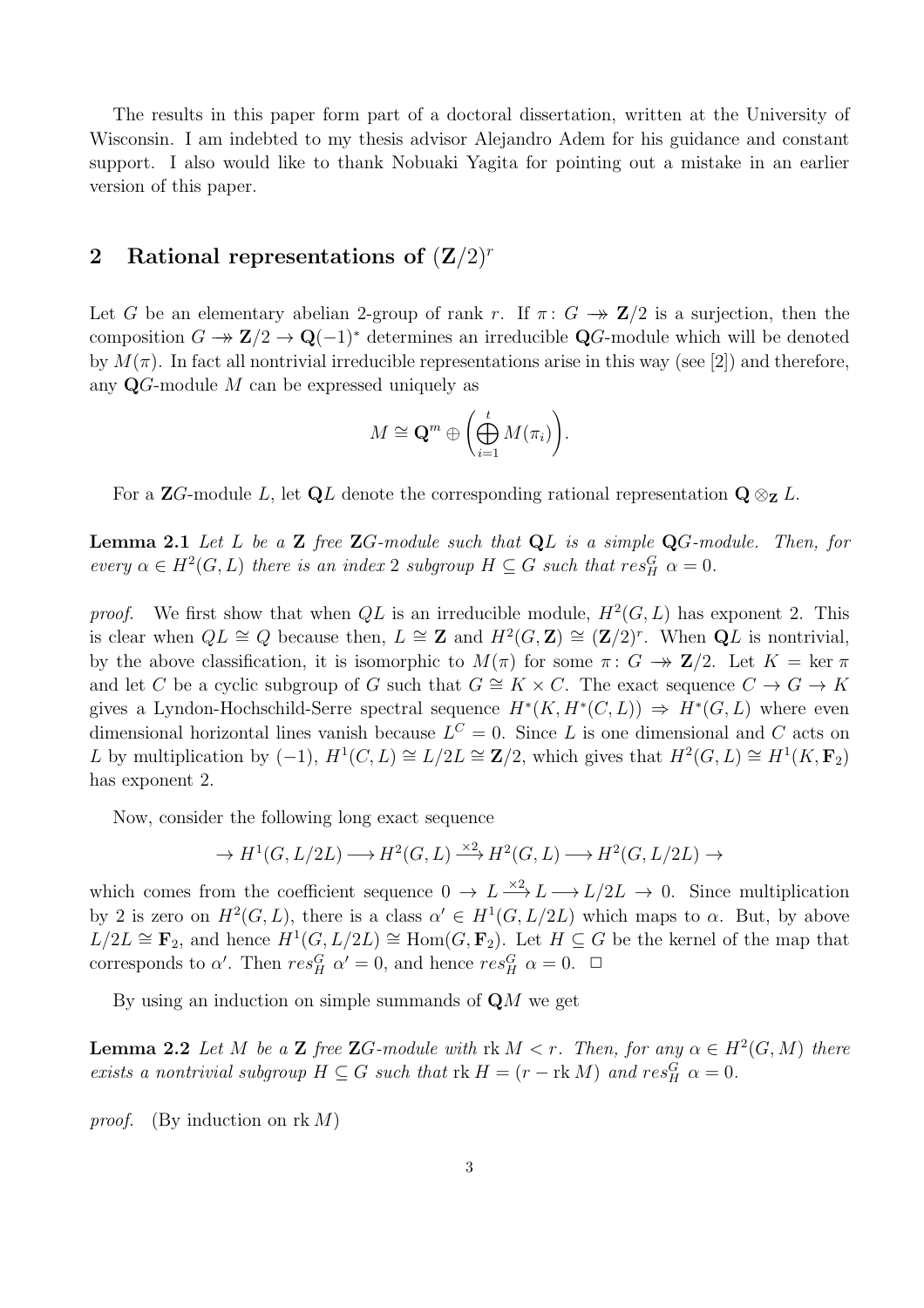The results in this paper form part of a doctoral dissertation, written at the University of Wisconsin. I am indebted to my thesis advisor Alejandro Adem for his guidance and constant support. I also would like to thank Nobuaki Yagita for pointing out a mistake in an earlier version of this paper.

## 2 Rational representations of $(\mathbf{Z}/2)^r$

Let $G$ be an elementary abelian 2-group of rank $r$. If $\pi\colon G \twoheadrightarrow \mathbf{Z}/2$ is a surjection, then the composition $G \twoheadrightarrow \mathbf{Z}/2 \to \mathbf{Q}(-1)^*$ determines an irreducible $\mathbf{Q}G$-module which will be denoted by $M(\pi)$. In fact all nontrivial irreducible representations arise in this way (see [2]) and therefore, any $\mathbf{Q}G$-module $M$ can be expressed uniquely as

$$M \cong \mathbf{Q}^m \oplus \left(\bigoplus_{i=1}^{t} M(\pi_i)\right).$$

For a $\mathbf{Z}G$-module $L$, let $\mathbf{Q}L$ denote the corresponding rational representation $\mathbf{Q} \otimes_{\mathbf{Z}} L$.

**Lemma 2.1** *Let $L$ be a $\mathbf{Z}$ free $\mathbf{Z}G$-module such that $\mathbf{Q}L$ is a simple $\mathbf{Q}G$-module. Then, for every $\alpha \in H^2(G, L)$ there is an index 2 subgroup $H \subseteq G$ such that $res^G_H\ \alpha = 0$.*

*proof.* We first show that when $QL$ is an irreducible module, $H^2(G, L)$ has exponent 2. This is clear when $QL \cong Q$ because then, $L \cong \mathbf{Z}$ and $H^2(G, \mathbf{Z}) \cong (\mathbf{Z}/2)^r$. When $\mathbf{Q}L$ is nontrivial, by the above classification, it is isomorphic to $M(\pi)$ for some $\pi\colon G \twoheadrightarrow \mathbf{Z}/2$. Let $K = \ker \pi$ and let $C$ be a cyclic subgroup of $G$ such that $G \cong K \times C$. The exact sequence $C \to G \to K$ gives a Lyndon-Hochschild-Serre spectral sequence $H^*(K, H^*(C, L)) \Rightarrow H^*(G, L)$ where even dimensional horizontal lines vanish because $L^C = 0$. Since $L$ is one dimensional and $C$ acts on $L$ by multiplication by $(-1)$, $H^1(C, L) \cong L/2L \cong \mathbf{Z}/2$, which gives that $H^2(G, L) \cong H^1(K, \mathbf{F}_2)$ has exponent 2.

Now, consider the following long exact sequence

$$\to H^1(G, L/2L) \longrightarrow H^2(G, L) \xrightarrow{\times 2} H^2(G, L) \longrightarrow H^2(G, L/2L) \to$$

which comes from the coefficient sequence $0 \to L \xrightarrow{\times 2} L \longrightarrow L/2L \to 0$. Since multiplication by 2 is zero on $H^2(G, L)$, there is a class $\alpha' \in H^1(G, L/2L)$ which maps to $\alpha$. But, by above $L/2L \cong \mathbf{F}_2$, and hence $H^1(G, L/2L) \cong \mathrm{Hom}(G, \mathbf{F}_2)$. Let $H \subseteq G$ be the kernel of the map that corresponds to $\alpha'$. Then $res^G_H\ \alpha' = 0$, and hence $res^G_H\ \alpha = 0$. $\square$

By using an induction on simple summands of $\mathbf{Q}M$ we get

**Lemma 2.2** *Let $M$ be a $\mathbf{Z}$ free $\mathbf{Z}G$-module with $\mathrm{rk}\, M < r$. Then, for any $\alpha \in H^2(G, M)$ there exists a nontrivial subgroup $H \subseteq G$ such that $\mathrm{rk}\, H = (r - \mathrm{rk}\, M)$ and $res^G_H\ \alpha = 0$.*

*proof.* (By induction on $\mathrm{rk}\, M$)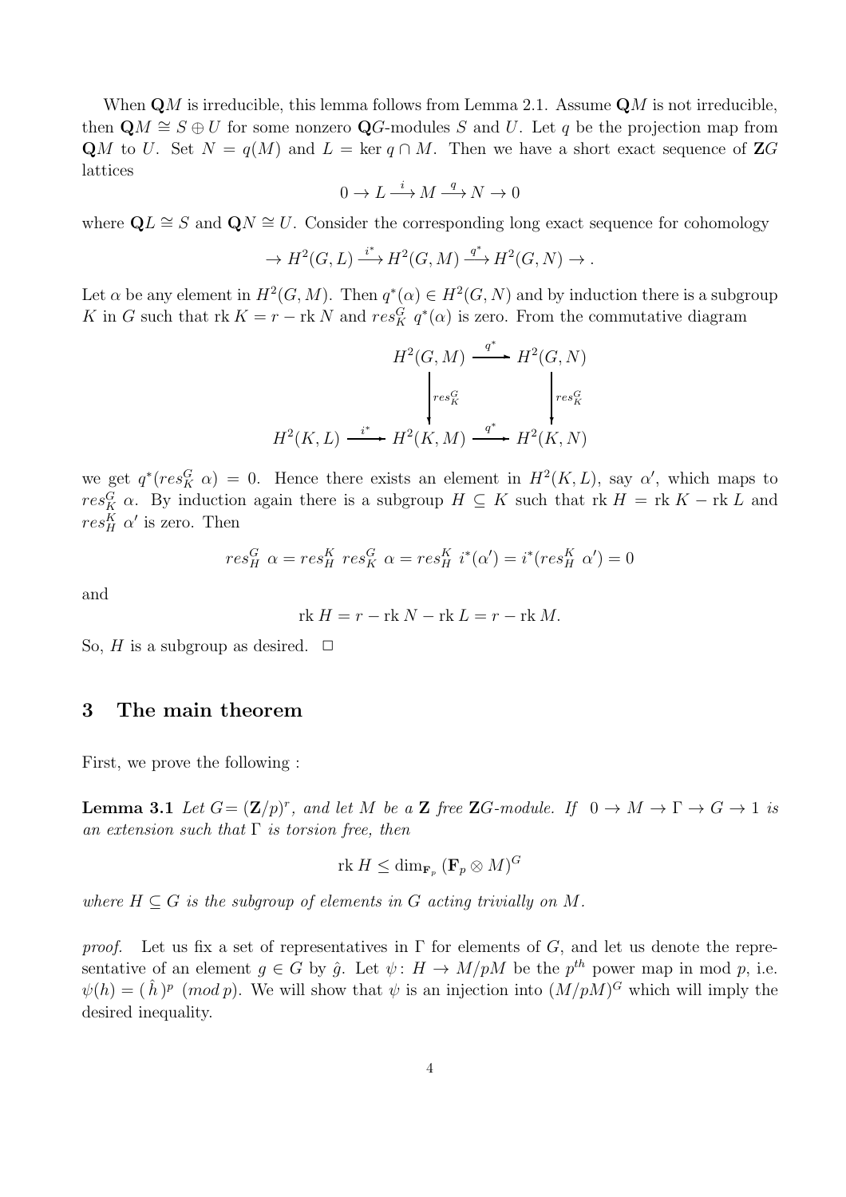When $\mathbf{Q}M$ is irreducible, this lemma follows from Lemma 2.1. Assume $\mathbf{Q}M$ is not irreducible, then $\mathbf{Q}M \cong S \oplus U$ for some nonzero $\mathbf{Q}G$-modules $S$ and $U$. Let $q$ be the projection map from $\mathbf{Q}M$ to $U$. Set $N = q(M)$ and $L = \ker q \cap M$. Then we have a short exact sequence of $\mathbf{Z}G$ lattices

$$0 \to L \xrightarrow{i} M \xrightarrow{q} N \to 0$$

where $\mathbf{Q}L \cong S$ and $\mathbf{Q}N \cong U$. Consider the corresponding long exact sequence for cohomology

$$\to H^2(G, L) \xrightarrow{i^*} H^2(G, M) \xrightarrow{q^*} H^2(G, N) \to .$$

Let $\alpha$ be any element in $H^2(G, M)$. Then $q^*(\alpha) \in H^2(G, N)$ and by induction there is a subgroup $K$ in $G$ such that $\text{rk}\, K = r - \text{rk}\, N$ and $res^G_K\ q^*(\alpha)$ is zero. From the commutative diagram

$$\begin{array}{ccccc}
 & & H^2(G,M) & \xrightarrow{q^*} & H^2(G,N) \\
 & & \downarrow{\scriptstyle res^G_K} & & \downarrow{\scriptstyle res^G_K} \\
H^2(K,L) & \xrightarrow{i^*} & H^2(K,M) & \xrightarrow{q^*} & H^2(K,N)
\end{array}$$

we get $q^*(res^G_K\ \alpha) = 0$. Hence there exists an element in $H^2(K, L)$, say $\alpha'$, which maps to $res^G_K\ \alpha$. By induction again there is a subgroup $H \subseteq K$ such that $\text{rk}\, H = \text{rk}\, K - \text{rk}\, L$ and $res^K_H\ \alpha'$ is zero. Then

$$res^G_H\ \alpha = res^K_H\ res^G_K\ \alpha = res^K_H\ i^*(\alpha') = i^*(res^K_H\ \alpha') = 0$$

and

$$\text{rk}\, H = r - \text{rk}\, N - \text{rk}\, L = r - \text{rk}\, M.$$

So, $H$ is a subgroup as desired. $\square$

## 3 The main theorem

First, we prove the following :

**Lemma 3.1** *Let $G = (\mathbf{Z}/p)^r$, and let $M$ be a $\mathbf{Z}$ free $\mathbf{Z}G$-module. If $0 \to M \to \Gamma \to G \to 1$ is an extension such that $\Gamma$ is torsion free, then*

$$\text{rk}\, H \leq \dim_{\mathbf{F}_p} (\mathbf{F}_p \otimes M)^G$$

*where $H \subseteq G$ is the subgroup of elements in $G$ acting trivially on $M$.*

*proof.* Let us fix a set of representatives in $\Gamma$ for elements of $G$, and let us denote the representative of an element $g \in G$ by $\hat{g}$. Let $\psi \colon H \to M/pM$ be the $p^{th}$ power map in mod $p$, i.e. $\psi(h) = (\hat{h})^p \ (mod\, p)$. We will show that $\psi$ is an injection into $(M/pM)^G$ which will imply the desired inequality.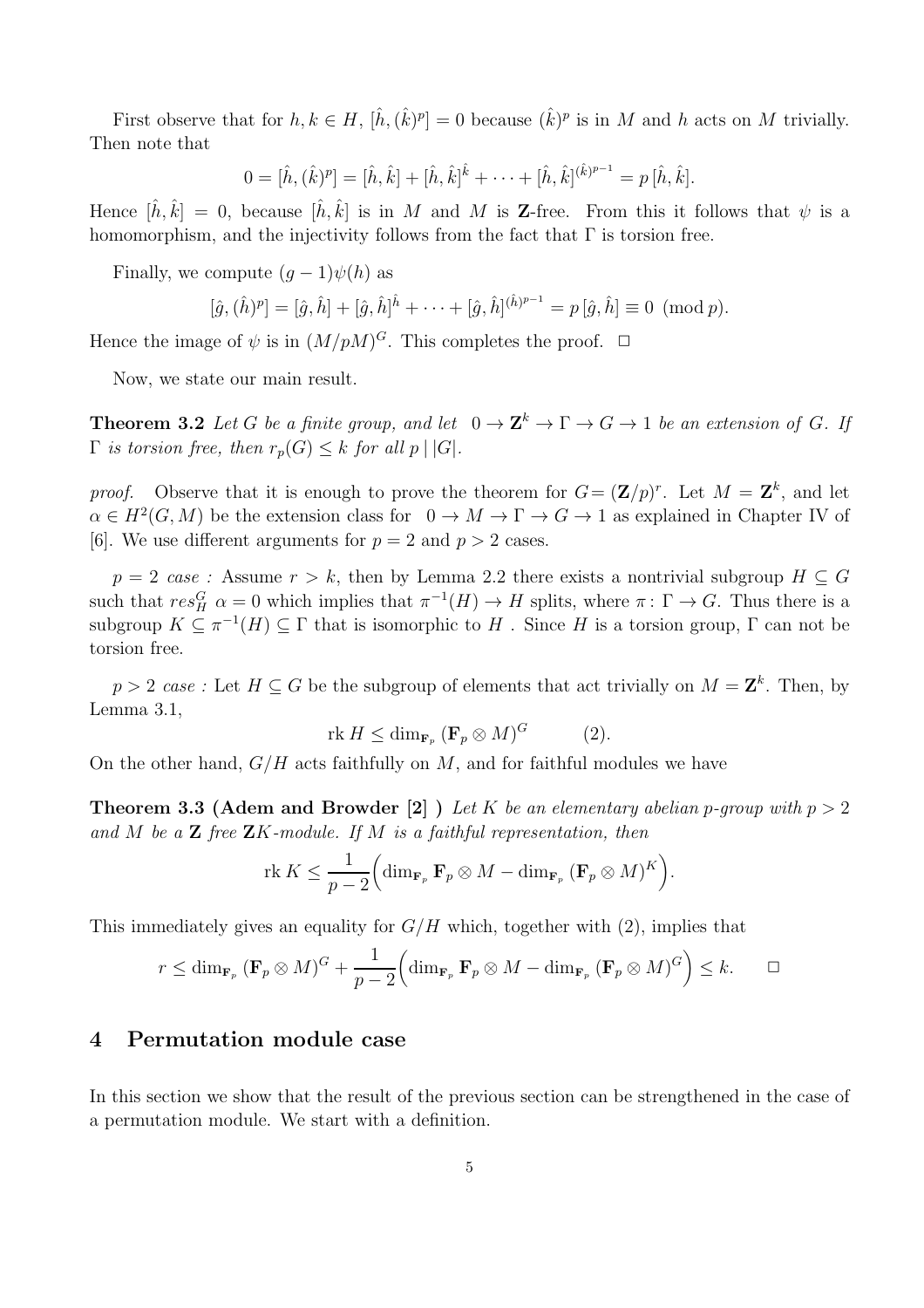First observe that for $h, k \in H$, $[\hat{h}, (\hat{k})^p] = 0$ because $(\hat{k})^p$ is in $M$ and $h$ acts on $M$ trivially. Then note that

$$0 = [\hat{h}, (\hat{k})^p] = [\hat{h}, \hat{k}] + [\hat{h}, \hat{k}]^{\hat{k}} + \cdots + [\hat{h}, \hat{k}]^{(\hat{k})^{p-1}} = p\,[\hat{h}, \hat{k}].$$

Hence $[\hat{h}, \hat{k}] = 0$, because $[\hat{h}, \hat{k}]$ is in $M$ and $M$ is $\mathbf{Z}$-free. From this it follows that $\psi$ is a homomorphism, and the injectivity follows from the fact that $\Gamma$ is torsion free.

Finally, we compute $(g-1)\psi(h)$ as

$$[\hat{g}, (\hat{h})^p] = [\hat{g}, \hat{h}] + [\hat{g}, \hat{h}]^{\hat{h}} + \cdots + [\hat{g}, \hat{h}]^{(\hat{h})^{p-1}} = p\,[\hat{g}, \hat{h}] \equiv 0 \pmod p.$$

Hence the image of $\psi$ is in $(M/pM)^G$. This completes the proof. $\square$

Now, we state our main result.

**Theorem 3.2** *Let $G$ be a finite group, and let $0 \to \mathbf{Z}^k \to \Gamma \to G \to 1$ be an extension of $G$. If $\Gamma$ is torsion free, then $r_p(G) \leq k$ for all $p \mid |G|$.*

*proof.* Observe that it is enough to prove the theorem for $G = (\mathbf{Z}/p)^r$. Let $M = \mathbf{Z}^k$, and let $\alpha \in H^2(G, M)$ be the extension class for $0 \to M \to \Gamma \to G \to 1$ as explained in Chapter IV of [6]. We use different arguments for $p = 2$ and $p > 2$ cases.

*$p = 2$ case :* Assume $r > k$, then by Lemma 2.2 there exists a nontrivial subgroup $H \subseteq G$ such that $res^G_H\ \alpha = 0$ which implies that $\pi^{-1}(H) \to H$ splits, where $\pi \colon \Gamma \to G$. Thus there is a subgroup $K \subseteq \pi^{-1}(H) \subseteq \Gamma$ that is isomorphic to $H$ . Since $H$ is a torsion group, $\Gamma$ can not be torsion free.

*$p > 2$ case :* Let $H \subseteq G$ be the subgroup of elements that act trivially on $M = \mathbf{Z}^k$. Then, by Lemma 3.1,

$$\operatorname{rk} H \leq \dim_{\mathbf{F}_p} (\mathbf{F}_p \otimes M)^G \qquad (2).$$

On the other hand, $G/H$ acts faithfully on $M$, and for faithful modules we have

**Theorem 3.3 (Adem and Browder [2] )** *Let $K$ be an elementary abelian $p$-group with $p > 2$ and $M$ be a $\mathbf{Z}$ free $\mathbf{Z}K$-module. If $M$ is a faithful representation, then*

$$\operatorname{rk} K \leq \frac{1}{p-2}\Big(\dim_{\mathbf{F}_p} \mathbf{F}_p \otimes M - \dim_{\mathbf{F}_p} (\mathbf{F}_p \otimes M)^K\Big).$$

This immediately gives an equality for $G/H$ which, together with (2), implies that

$$r \leq \dim_{\mathbf{F}_p} (\mathbf{F}_p \otimes M)^G + \frac{1}{p-2}\Big(\dim_{\mathbf{F}_p} \mathbf{F}_p \otimes M - \dim_{\mathbf{F}_p} (\mathbf{F}_p \otimes M)^G\Big) \leq k. \qquad \square$$

## 4 Permutation module case

In this section we show that the result of the previous section can be strengthened in the case of a permutation module. We start with a definition.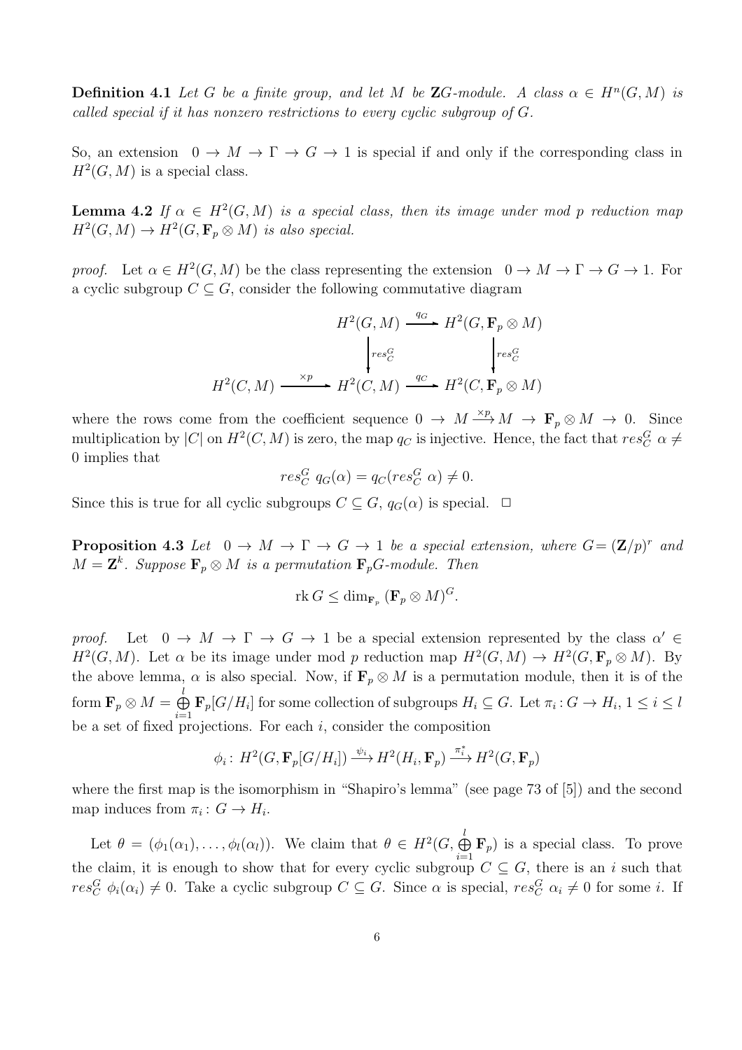**Definition 4.1** *Let $G$ be a finite group, and let $M$ be $\mathbf{Z}G$-module. A class $\alpha \in H^n(G, M)$ is called special if it has nonzero restrictions to every cyclic subgroup of $G$.*

So, an extension $0 \to M \to \Gamma \to G \to 1$ is special if and only if the corresponding class in $H^2(G, M)$ is a special class.

**Lemma 4.2** *If $\alpha \in H^2(G, M)$ is a special class, then its image under mod $p$ reduction map $H^2(G, M) \to H^2(G, \mathbf{F}_p \otimes M)$ is also special.*

*proof.* Let $\alpha \in H^2(G, M)$ be the class representing the extension $0 \to M \to \Gamma \to G \to 1$. For a cyclic subgroup $C \subseteq G$, consider the following commutative diagram

$$\begin{array}{ccccc} & & H^2(G, M) & \xrightarrow{q_G} & H^2(G, \mathbf{F}_p \otimes M) \\ & & \Big\downarrow res^G_C & & \Big\downarrow res^G_C \\ H^2(C, M) & \xrightarrow{\times p} & H^2(C, M) & \xrightarrow{q_C} & H^2(C, \mathbf{F}_p \otimes M) \end{array}$$

where the rows come from the coefficient sequence $0 \to M \xrightarrow{\times p} M \to \mathbf{F}_p \otimes M \to 0$. Since multiplication by $|C|$ on $H^2(C, M)$ is zero, the map $q_C$ is injective. Hence, the fact that $res^G_C\ \alpha \neq 0$ implies that

$$res^G_C\ q_G(\alpha) = q_C(res^G_C\ \alpha) \neq 0.$$

Since this is true for all cyclic subgroups $C \subseteq G$, $q_G(\alpha)$ is special. $\Box$

**Proposition 4.3** *Let $0 \to M \to \Gamma \to G \to 1$ be a special extension, where $G = (\mathbf{Z}/p)^r$ and $M = \mathbf{Z}^k$. Suppose $\mathbf{F}_p \otimes M$ is a permutation $\mathbf{F}_pG$-module. Then*

$$\operatorname{rk} G \leq \dim_{\mathbf{F}_p} (\mathbf{F}_p \otimes M)^G.$$

*proof.* Let $0 \to M \to \Gamma \to G \to 1$ be a special extension represented by the class $\alpha' \in H^2(G, M)$. Let $\alpha$ be its image under mod $p$ reduction map $H^2(G, M) \to H^2(G, \mathbf{F}_p \otimes M)$. By the above lemma, $\alpha$ is also special. Now, if $\mathbf{F}_p \otimes M$ is a permutation module, then it is of the form $\mathbf{F}_p \otimes M = \bigoplus_{i=1}^{l} \mathbf{F}_p[G/H_i]$ for some collection of subgroups $H_i \subseteq G$. Let $\pi_i : G \to H_i$, $1 \leq i \leq l$ be a set of fixed projections. For each $i$, consider the composition

$$\phi_i \colon H^2(G, \mathbf{F}_p[G/H_i]) \xrightarrow{\psi_i} H^2(H_i, \mathbf{F}_p) \xrightarrow{\pi_i^*} H^2(G, \mathbf{F}_p)$$

where the first map is the isomorphism in "Shapiro's lemma" (see page 73 of [5]) and the second map induces from $\pi_i : G \to H_i$.

Let $\theta = (\phi_1(\alpha_1), \ldots, \phi_l(\alpha_l))$. We claim that $\theta \in H^2(G, \bigoplus_{i=1}^{l} \mathbf{F}_p)$ is a special class. To prove the claim, it is enough to show that for every cyclic subgroup $C \subseteq G$, there is an $i$ such that $res^G_C\ \phi_i(\alpha_i) \neq 0$. Take a cyclic subgroup $C \subseteq G$. Since $\alpha$ is special, $res^G_C\ \alpha_i \neq 0$ for some $i$. If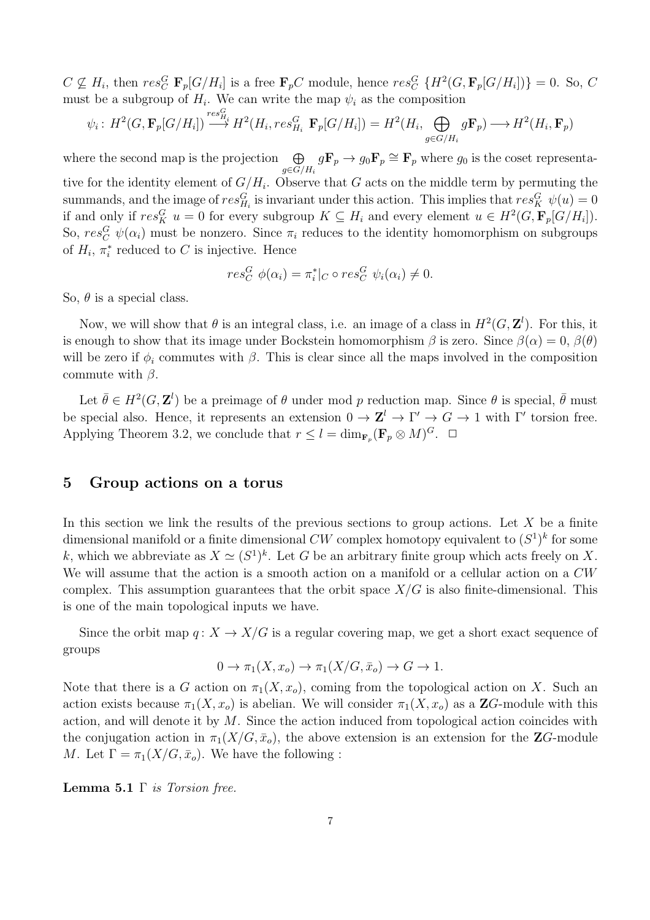$C \not\subseteq H_i$, then $res^G_C\ \mathbf{F}_p[G/H_i]$ is a free $\mathbf{F}_pC$ module, hence $res^G_C\ \{H^2(G, \mathbf{F}_p[G/H_i])\} = 0$. So, $C$ must be a subgroup of $H_i$. We can write the map $\psi_i$ as the composition

$$\psi_i \colon H^2(G, \mathbf{F}_p[G/H_i]) \xrightarrow{res^G_{H_i}} H^2(H_i, res^G_{H_i}\ \mathbf{F}_p[G/H_i]) = H^2(H_i, \bigoplus_{g \in G/H_i} g\mathbf{F}_p) \longrightarrow H^2(H_i, \mathbf{F}_p)$$

where the second map is the projection $\bigoplus_{g \in G/H_i} g\mathbf{F}_p \to g_0\mathbf{F}_p \cong \mathbf{F}_p$ where $g_0$ is the coset representative for the identity element of $G/H_i$. Observe that $G$ acts on the middle term by permuting the summands, and the image of $res^G_{H_i}$ is invariant under this action. This implies that $res^G_K\ \psi(u) = 0$ if and only if $res^G_K\ u = 0$ for every subgroup $K \subseteq H_i$ and every element $u \in H^2(G, \mathbf{F}_p[G/H_i])$. So, $res^G_C\ \psi(\alpha_i)$ must be nonzero. Since $\pi_i$ reduces to the identity homomorphism on subgroups of $H_i$, $\pi_i^*$ reduced to $C$ is injective. Hence

$$res^G_C\ \phi(\alpha_i) = \pi_i^*|_C \circ res^G_C\ \psi_i(\alpha_i) \neq 0.$$

So, $\theta$ is a special class.

Now, we will show that $\theta$ is an integral class, i.e. an image of a class in $H^2(G, \mathbf{Z}^l)$. For this, it is enough to show that its image under Bockstein homomorphism $\beta$ is zero. Since $\beta(\alpha) = 0$, $\beta(\theta)$ will be zero if $\phi_i$ commutes with $\beta$. This is clear since all the maps involved in the composition commute with $\beta$.

Let $\bar{\theta} \in H^2(G, \mathbf{Z}^l)$ be a preimage of $\theta$ under mod $p$ reduction map. Since $\theta$ is special, $\bar{\theta}$ must be special also. Hence, it represents an extension $0 \to \mathbf{Z}^l \to \Gamma' \to G \to 1$ with $\Gamma'$ torsion free. Applying Theorem 3.2, we conclude that $r \leq l = \dim_{\mathbf{F}_p}(\mathbf{F}_p \otimes M)^G$. $\square$

## 5 Group actions on a torus

In this section we link the results of the previous sections to group actions. Let $X$ be a finite dimensional manifold or a finite dimensional $CW$ complex homotopy equivalent to $(S^1)^k$ for some $k$, which we abbreviate as $X \simeq (S^1)^k$. Let $G$ be an arbitrary finite group which acts freely on $X$. We will assume that the action is a smooth action on a manifold or a cellular action on a $CW$ complex. This assumption guarantees that the orbit space $X/G$ is also finite-dimensional. This is one of the main topological inputs we have.

Since the orbit map $q \colon X \to X/G$ is a regular covering map, we get a short exact sequence of groups

$$0 \to \pi_1(X, x_o) \to \pi_1(X/G, \bar{x}_o) \to G \to 1.$$

Note that there is a $G$ action on $\pi_1(X, x_o)$, coming from the topological action on $X$. Such an action exists because $\pi_1(X, x_o)$ is abelian. We will consider $\pi_1(X, x_o)$ as a $\mathbf{Z}G$-module with this action, and will denote it by $M$. Since the action induced from topological action coincides with the conjugation action in $\pi_1(X/G, \bar{x}_o)$, the above extension is an extension for the $\mathbf{Z}G$-module $M$. Let $\Gamma = \pi_1(X/G, \bar{x}_o)$. We have the following :

**Lemma 5.1** *$\Gamma$ is Torsion free.*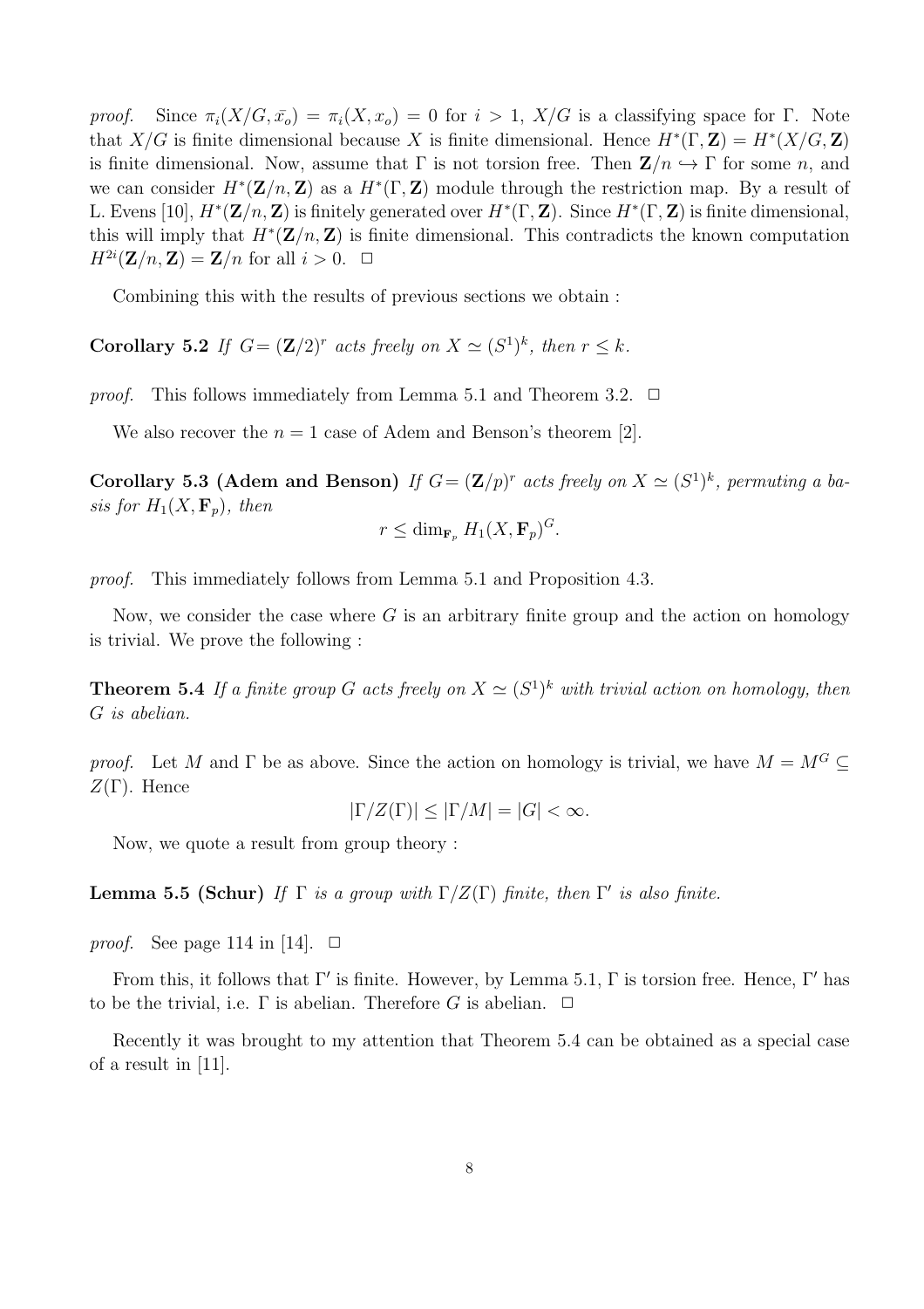*proof.* Since $\pi_i(X/G, \bar{x_o}) = \pi_i(X, x_o) = 0$ for $i > 1$, $X/G$ is a classifying space for $\Gamma$. Note that $X/G$ is finite dimensional because $X$ is finite dimensional. Hence $H^*(\Gamma, \mathbf{Z}) = H^*(X/G, \mathbf{Z})$ is finite dimensional. Now, assume that $\Gamma$ is not torsion free. Then $\mathbf{Z}/n \hookrightarrow \Gamma$ for some $n$, and we can consider $H^*(\mathbf{Z}/n, \mathbf{Z})$ as a $H^*(\Gamma, \mathbf{Z})$ module through the restriction map. By a result of L. Evens [10], $H^*(\mathbf{Z}/n, \mathbf{Z})$ is finitely generated over $H^*(\Gamma, \mathbf{Z})$. Since $H^*(\Gamma, \mathbf{Z})$ is finite dimensional, this will imply that $H^*(\mathbf{Z}/n, \mathbf{Z})$ is finite dimensional. This contradicts the known computation $H^{2i}(\mathbf{Z}/n, \mathbf{Z}) = \mathbf{Z}/n$ for all $i > 0$. $\square$

Combining this with the results of previous sections we obtain :

**Corollary 5.2** *If $G = (\mathbf{Z}/2)^r$ acts freely on $X \simeq (S^1)^k$, then $r \leq k$.*

*proof.* This follows immediately from Lemma 5.1 and Theorem 3.2. $\square$

We also recover the $n = 1$ case of Adem and Benson's theorem [2].

**Corollary 5.3 (Adem and Benson)** *If $G = (\mathbf{Z}/p)^r$ acts freely on $X \simeq (S^1)^k$, permuting a basis for $H_1(X, \mathbf{F}_p)$, then*

$$r \leq \dim_{\mathbf{F}_p} H_1(X, \mathbf{F}_p)^G.$$

*proof.* This immediately follows from Lemma 5.1 and Proposition 4.3.

Now, we consider the case where $G$ is an arbitrary finite group and the action on homology is trivial. We prove the following :

**Theorem 5.4** *If a finite group $G$ acts freely on $X \simeq (S^1)^k$ with trivial action on homology, then $G$ is abelian.*

*proof.* Let $M$ and $\Gamma$ be as above. Since the action on homology is trivial, we have $M = M^G \subseteq Z(\Gamma)$. Hence

$$|\Gamma/Z(\Gamma)| \leq |\Gamma/M| = |G| < \infty.$$

Now, we quote a result from group theory :

**Lemma 5.5 (Schur)** *If $\Gamma$ is a group with $\Gamma/Z(\Gamma)$ finite, then $\Gamma'$ is also finite.*

*proof.* See page 114 in [14]. $\square$

From this, it follows that $\Gamma'$ is finite. However, by Lemma 5.1, $\Gamma$ is torsion free. Hence, $\Gamma'$ has to be the trivial, i.e. $\Gamma$ is abelian. Therefore $G$ is abelian. $\square$

Recently it was brought to my attention that Theorem 5.4 can be obtained as a special case of a result in [11].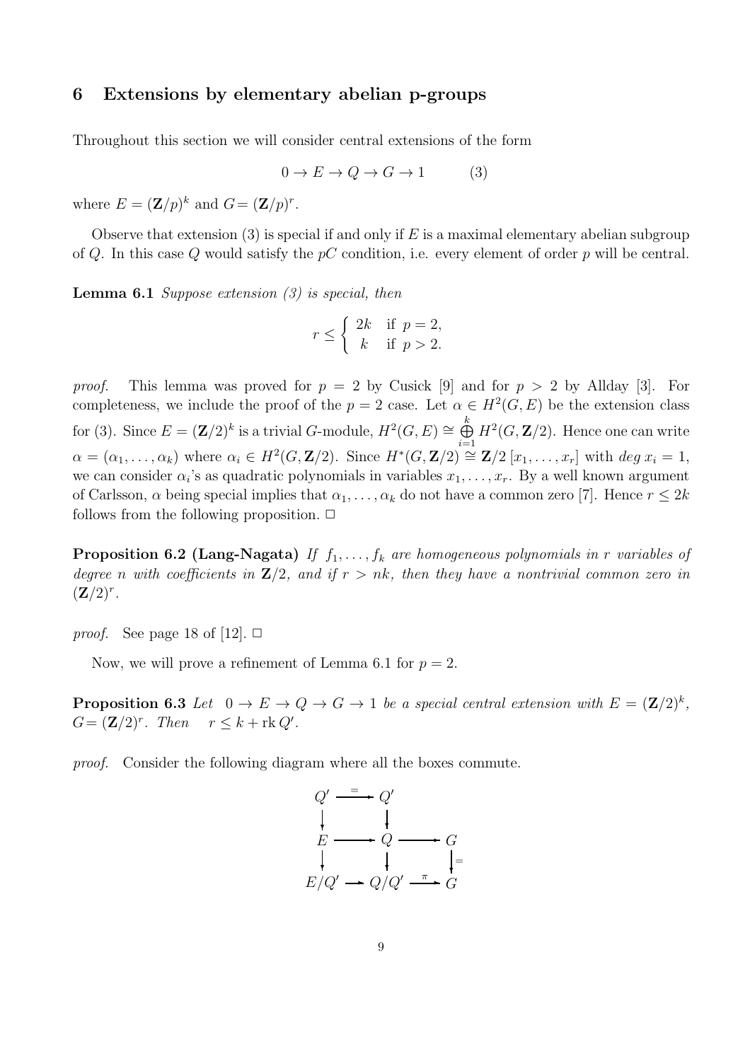## 6 Extensions by elementary abelian p-groups

Throughout this section we will consider central extensions of the form

$$0 \to E \to Q \to G \to 1 \qquad (3)$$

where $E = (\mathbf{Z}/p)^k$ and $G = (\mathbf{Z}/p)^r$.

Observe that extension (3) is special if and only if $E$ is a maximal elementary abelian subgroup of $Q$. In this case $Q$ would satisfy the $pC$ condition, i.e. every element of order $p$ will be central.

**Lemma 6.1** *Suppose extension (3) is special, then*

$$r \leq \begin{cases} 2k & \text{if } p = 2, \\ k & \text{if } p > 2. \end{cases}$$

*proof.* This lemma was proved for $p = 2$ by Cusick [9] and for $p > 2$ by Allday [3]. For completeness, we include the proof of the $p = 2$ case. Let $\alpha \in H^2(G, E)$ be the extension class for (3). Since $E = (\mathbf{Z}/2)^k$ is a trivial $G$-module, $H^2(G, E) \cong \bigoplus_{i=1}^{k} H^2(G, \mathbf{Z}/2)$. Hence one can write $\alpha = (\alpha_1, \ldots, \alpha_k)$ where $\alpha_i \in H^2(G, \mathbf{Z}/2)$. Since $H^*(G, \mathbf{Z}/2) \cong \mathbf{Z}/2\,[x_1, \ldots, x_r]$ with $deg\ x_i = 1$, we can consider $\alpha_i$'s as quadratic polynomials in variables $x_1, \ldots, x_r$. By a well known argument of Carlsson, $\alpha$ being special implies that $\alpha_1, \ldots, \alpha_k$ do not have a common zero [7]. Hence $r \leq 2k$ follows from the following proposition. $\square$

**Proposition 6.2 (Lang-Nagata)** *If $f_1, \ldots, f_k$ are homogeneous polynomials in $r$ variables of degree $n$ with coefficients in $\mathbf{Z}/2$, and if $r > nk$, then they have a nontrivial common zero in $(\mathbf{Z}/2)^r$.*

*proof.* See page 18 of [12]. $\square$

Now, we will prove a refinement of Lemma 6.1 for $p = 2$.

**Proposition 6.3** *Let $0 \to E \to Q \to G \to 1$ be a special central extension with $E = (\mathbf{Z}/2)^k$, $G = (\mathbf{Z}/2)^r$. Then $r \leq k + \operatorname{rk} Q'$.*

*proof.* Consider the following diagram where all the boxes commute.

$$\begin{array}{ccccc}
Q' & \xrightarrow{=} & Q' & & \\
\downarrow & & \downarrow & & \\
E & \longrightarrow & Q & \longrightarrow & G \\
\downarrow & & \downarrow & & \downarrow = \\
E/Q' & \longrightarrow & Q/Q' & \xrightarrow{\pi} & G
\end{array}$$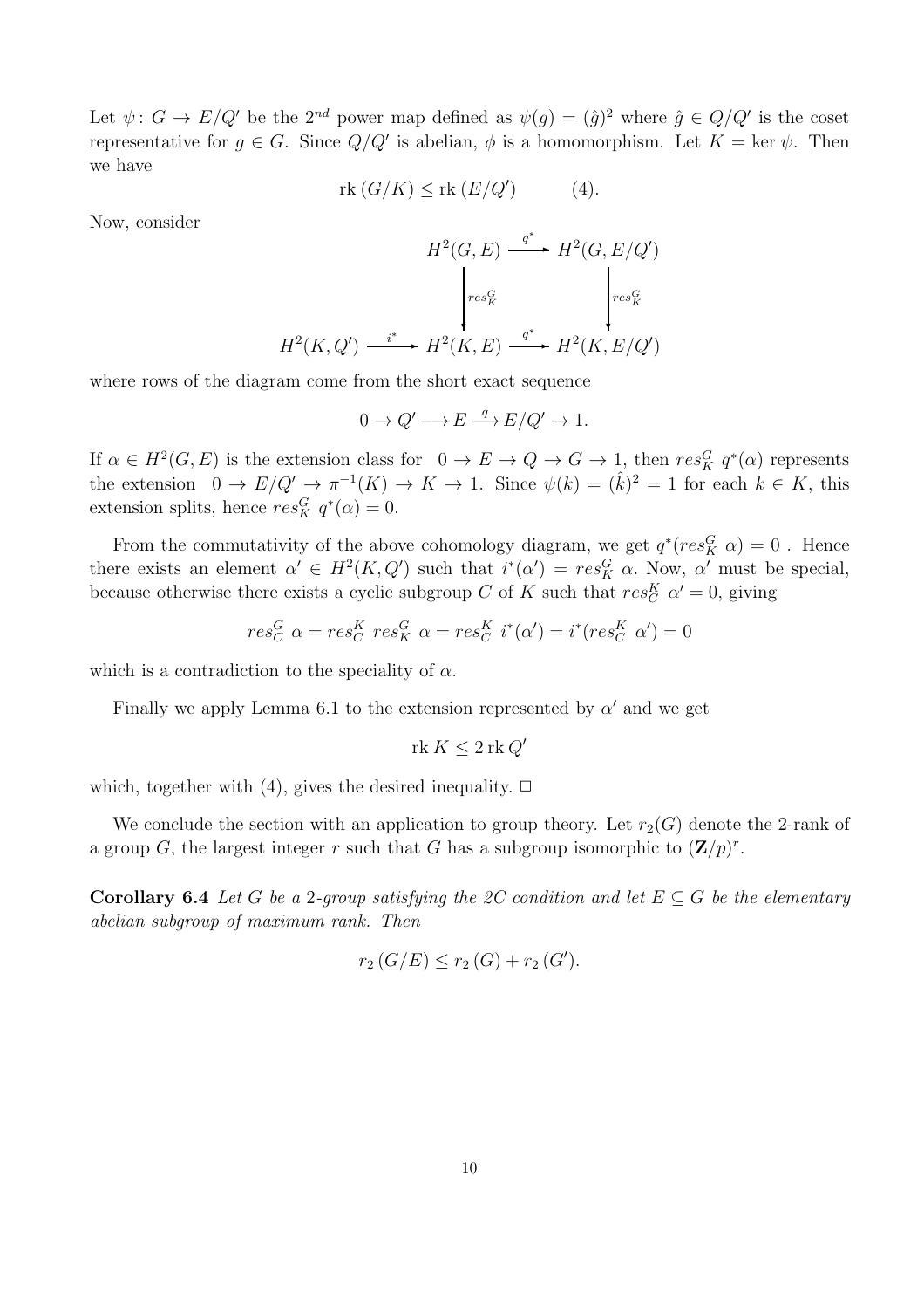Let $\psi\colon G \to E/Q'$ be the $2^{nd}$ power map defined as $\psi(g) = (\hat{g})^2$ where $\hat{g} \in Q/Q'$ is the coset representative for $g \in G$. Since $Q/Q'$ is abelian, $\phi$ is a homomorphism. Let $K = \ker \psi$. Then we have

$$\operatorname{rk}(G/K) \leq \operatorname{rk}(E/Q') \qquad (4).$$

Now, consider

$$\begin{array}{ccccc}
 & & H^2(G,E) & \xrightarrow{q^*} & H^2(G,E/Q') \\
 & & \Big\downarrow res^G_K & & \Big\downarrow res^G_K \\
H^2(K,Q') & \xrightarrow{i^*} & H^2(K,E) & \xrightarrow{q^*} & H^2(K,E/Q')
\end{array}$$

where rows of the diagram come from the short exact sequence

$$0 \to Q' \longrightarrow E \xrightarrow{q} E/Q' \to 1.$$

If $\alpha \in H^2(G,E)$ is the extension class for $0 \to E \to Q \to G \to 1$, then $res^G_K\ q^*(\alpha)$ represents the extension $0 \to E/Q' \to \pi^{-1}(K) \to K \to 1$. Since $\psi(k) = (\hat{k})^2 = 1$ for each $k \in K$, this extension splits, hence $res^G_K\ q^*(\alpha) = 0$.

From the commutativity of the above cohomology diagram, we get $q^*(res^G_K\ \alpha) = 0$ . Hence there exists an element $\alpha' \in H^2(K,Q')$ such that $i^*(\alpha') = res^G_K\ \alpha$. Now, $\alpha'$ must be special, because otherwise there exists a cyclic subgroup $C$ of $K$ such that $res^K_C\ \alpha' = 0$, giving

$$res^G_C\ \alpha = res^K_C\ res^G_K\ \alpha = res^K_C\ i^*(\alpha') = i^*(res^K_C\ \alpha') = 0$$

which is a contradiction to the speciality of $\alpha$.

Finally we apply Lemma 6.1 to the extension represented by $\alpha'$ and we get

$$\operatorname{rk} K \leq 2 \operatorname{rk} Q'$$

which, together with (4), gives the desired inequality. $\square$

We conclude the section with an application to group theory. Let $r_2(G)$ denote the 2-rank of a group $G$, the largest integer $r$ such that $G$ has a subgroup isomorphic to $(\mathbf{Z}/p)^r$.

**Corollary 6.4** *Let $G$ be a 2-group satisfying the 2C condition and let $E \subseteq G$ be the elementary abelian subgroup of maximum rank. Then*

$$r_2(G/E) \leq r_2(G) + r_2(G').$$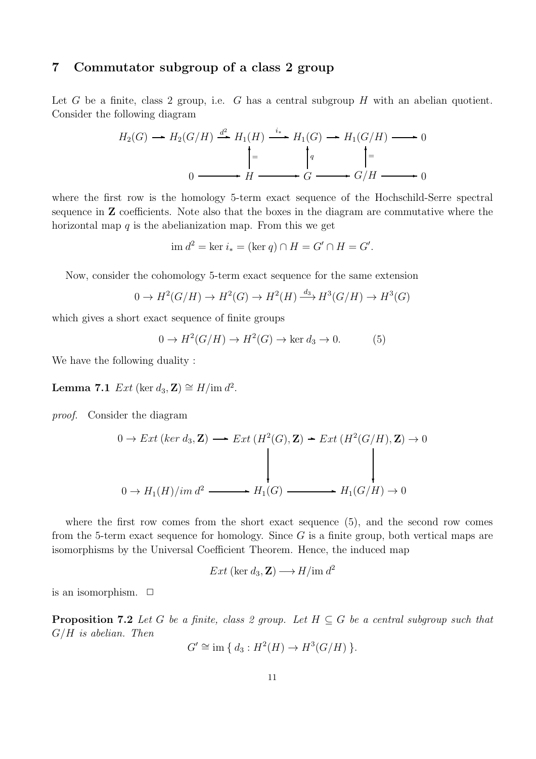## 7 Commutator subgroup of a class 2 group

Let $G$ be a finite, class 2 group, i.e. $G$ has a central subgroup $H$ with an abelian quotient. Consider the following diagram

$$\begin{array}{ccccccccc}
H_2(G) \to H_2(G/H) & \xrightarrow{d^2} & H_1(H) & \xrightarrow{i_*} & H_1(G) & \to & H_1(G/H) & \to & 0 \\
& & \uparrow = & & \uparrow q & & \uparrow = & & \\
0 & \to & H & \to & G & \to & G/H & \to & 0
\end{array}$$

where the first row is the homology 5-term exact sequence of the Hochschild-Serre spectral sequence in $\mathbf{Z}$ coefficients. Note also that the boxes in the diagram are commutative where the horizontal map $q$ is the abelianization map. From this we get

$$\text{im } d^2 = \ker i_* = (\ker q) \cap H = G' \cap H = G'.$$

Now, consider the cohomology 5-term exact sequence for the same extension

$$0 \to H^2(G/H) \to H^2(G) \to H^2(H) \xrightarrow{d_3} H^3(G/H) \to H^3(G)$$

which gives a short exact sequence of finite groups

$$0 \to H^2(G/H) \to H^2(G) \to \ker d_3 \to 0. \qquad (5)$$

We have the following duality :

**Lemma 7.1** *$Ext\,(\ker d_3, \mathbf{Z}) \cong H/\text{im } d^2$.*

*proof.* Consider the diagram

$$\begin{array}{ccccc}
0 \to Ext\,(ker\ d_3, \mathbf{Z}) & \to & Ext\,(H^2(G), \mathbf{Z}) & \to & Ext\,(H^2(G/H), \mathbf{Z}) \to 0 \\
& & \downarrow & & \downarrow \\
0 \to H_1(H)/im\ d^2 & \to & H_1(G) & \to & H_1(G/H) \to 0
\end{array}$$

where the first row comes from the short exact sequence (5), and the second row comes from the 5-term exact sequence for homology. Since $G$ is a finite group, both vertical maps are isomorphisms by the Universal Coefficient Theorem. Hence, the induced map

$$Ext\,(\ker d_3, \mathbf{Z}) \longrightarrow H/\text{im } d^2$$

is an isomorphism. $\square$

**Proposition 7.2** *Let $G$ be a finite, class 2 group. Let $H \subseteq G$ be a central subgroup such that $G/H$ is abelian. Then*

$$G' \cong \text{im } \{ \, d_3 : H^2(H) \to H^3(G/H) \, \}.$$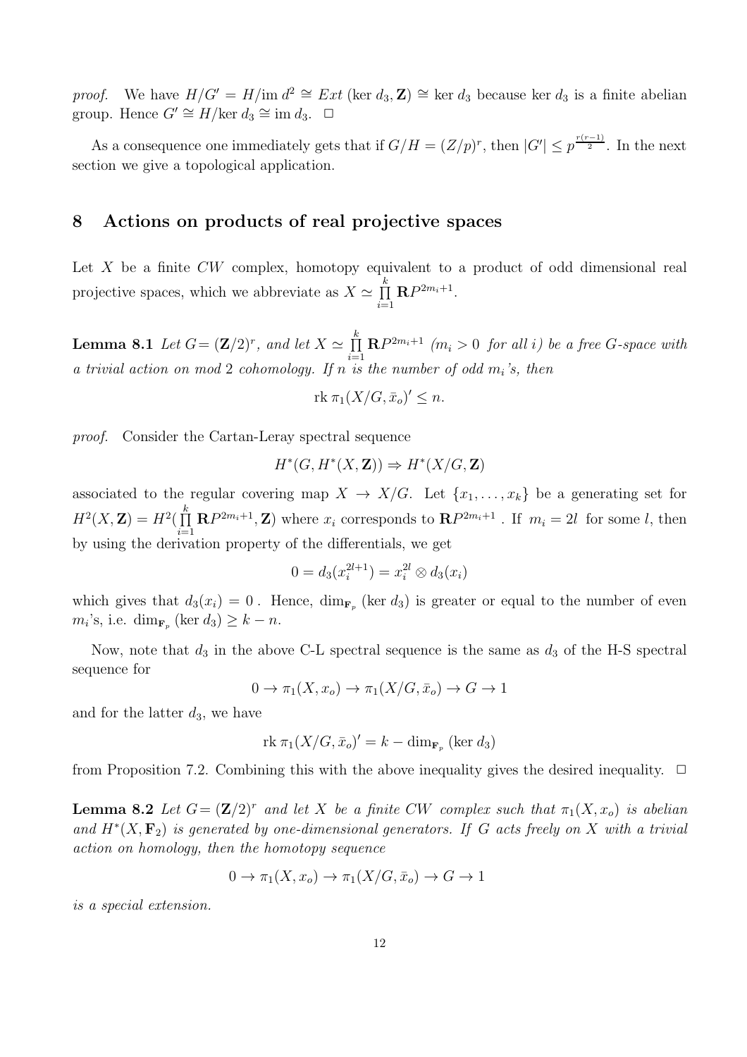*proof.* We have $H/G' = H/\text{im } d^2 \cong Ext\,(\ker d_3, \mathbf{Z}) \cong \ker d_3$ because $\ker d_3$ is a finite abelian group. Hence $G' \cong H/\ker d_3 \cong \text{im } d_3$. $\square$

As a consequence one immediately gets that if $G/H = (Z/p)^r$, then $|G'| \leq p^{\frac{r(r-1)}{2}}$. In the next section we give a topological application.

# 8 Actions on products of real projective spaces

Let $X$ be a finite $CW$ complex, homotopy equivalent to a product of odd dimensional real projective spaces, which we abbreviate as $X \simeq \prod_{i=1}^{k} \mathbf{R}P^{2m_i+1}$.

**Lemma 8.1** *Let $G = (\mathbf{Z}/2)^r$, and let $X \simeq \prod_{i=1}^{k} \mathbf{R}P^{2m_i+1}$ ($m_i > 0$ for all $i$) be a free $G$-space with a trivial action on mod 2 cohomology. If $n$ is the number of odd $m_i$'s, then*

$$\text{rk } \pi_1(X/G, \bar{x}_o)' \leq n.$$

*proof.* Consider the Cartan-Leray spectral sequence

$$H^*(G, H^*(X, \mathbf{Z})) \Rightarrow H^*(X/G, \mathbf{Z})$$

associated to the regular covering map $X \to X/G$. Let $\{x_1, \ldots, x_k\}$ be a generating set for $H^2(X, \mathbf{Z}) = H^2(\prod_{i=1}^{k} \mathbf{R}P^{2m_i+1}, \mathbf{Z})$ where $x_i$ corresponds to $\mathbf{R}P^{2m_i+1}$. If $m_i = 2l$ for some $l$, then by using the derivation property of the differentials, we get

$$0 = d_3(x_i^{2l+1}) = x_i^{2l} \otimes d_3(x_i)$$

which gives that $d_3(x_i) = 0$. Hence, $\dim_{\mathbf{F}_p} (\ker d_3)$ is greater or equal to the number of even $m_i$'s, i.e. $\dim_{\mathbf{F}_p} (\ker d_3) \geq k - n$.

Now, note that $d_3$ in the above C-L spectral sequence is the same as $d_3$ of the H-S spectral sequence for

$$0 \to \pi_1(X, x_o) \to \pi_1(X/G, \bar{x}_o) \to G \to 1$$

and for the latter $d_3$, we have

$$\text{rk } \pi_1(X/G, \bar{x}_o)' = k - \dim_{\mathbf{F}_p} (\ker d_3)$$

from Proposition 7.2. Combining this with the above inequality gives the desired inequality. $\square$

**Lemma 8.2** *Let $G = (\mathbf{Z}/2)^r$ and let $X$ be a finite $CW$ complex such that $\pi_1(X, x_o)$ is abelian and $H^*(X, \mathbf{F}_2)$ is generated by one-dimensional generators. If $G$ acts freely on $X$ with a trivial action on homology, then the homotopy sequence*

$$0 \to \pi_1(X, x_o) \to \pi_1(X/G, \bar{x}_o) \to G \to 1$$

*is a special extension.*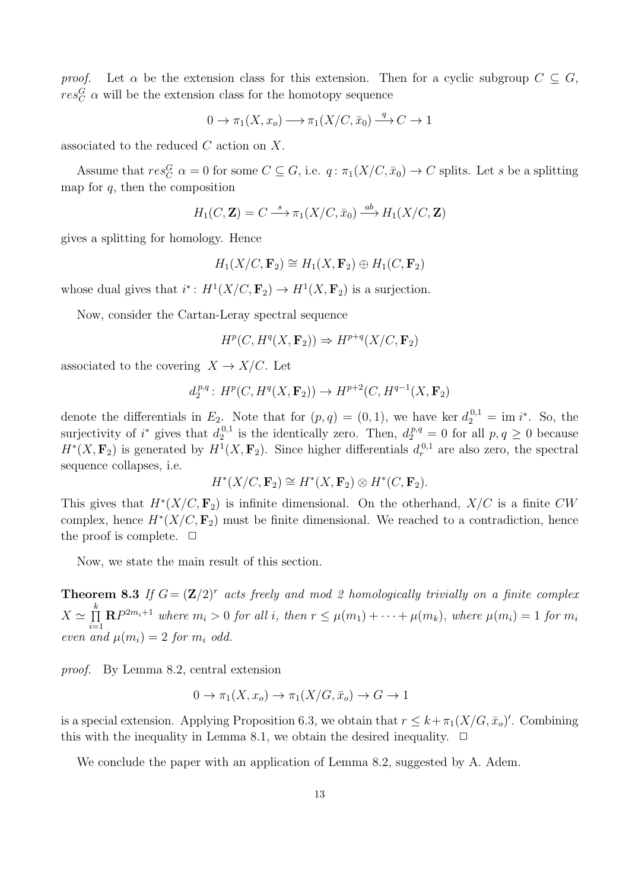*proof.* Let $\alpha$ be the extension class for this extension. Then for a cyclic subgroup $C \subseteq G$, $res^G_C\ \alpha$ will be the extension class for the homotopy sequence

$$0 \to \pi_1(X, x_o) \longrightarrow \pi_1(X/C, \bar{x}_0) \xrightarrow{q} C \to 1$$

associated to the reduced $C$ action on $X$.

Assume that $res^G_C\ \alpha = 0$ for some $C \subseteq G$, i.e. $q\colon \pi_1(X/C, \bar{x}_0) \to C$ splits. Let $s$ be a splitting map for $q$, then the composition

$$H_1(C, \mathbf{Z}) = C \xrightarrow{s} \pi_1(X/C, \bar{x}_0) \xrightarrow{ab} H_1(X/C, \mathbf{Z})$$

gives a splitting for homology. Hence

$$H_1(X/C, \mathbf{F}_2) \cong H_1(X, \mathbf{F}_2) \oplus H_1(C, \mathbf{F}_2)$$

whose dual gives that $i^*\colon H^1(X/C, \mathbf{F}_2) \to H^1(X, \mathbf{F}_2)$ is a surjection.

Now, consider the Cartan-Leray spectral sequence

$$H^p(C, H^q(X, \mathbf{F}_2)) \Rightarrow H^{p+q}(X/C, \mathbf{F}_2)$$

associated to the covering $X \to X/C$. Let

$$d_2^{p,q}\colon H^p(C, H^q(X, \mathbf{F}_2)) \to H^{p+2}(C, H^{q-1}(X, \mathbf{F}_2)$$

denote the differentials in $E_2$. Note that for $(p, q) = (0, 1)$, we have $\ker d_2^{0,1} = \operatorname{im} i^*$. So, the surjectivity of $i^*$ gives that $d_2^{0,1}$ is the identically zero. Then, $d_2^{p,q} = 0$ for all $p, q \geq 0$ because $H^*(X, \mathbf{F}_2)$ is generated by $H^1(X, \mathbf{F}_2)$. Since higher differentials $d_r^{0,1}$ are also zero, the spectral sequence collapses, i.e.

$$H^*(X/C, \mathbf{F}_2) \cong H^*(X, \mathbf{F}_2) \otimes H^*(C, \mathbf{F}_2).$$

This gives that $H^*(X/C, \mathbf{F}_2)$ is infinite dimensional. On the otherhand, $X/C$ is a finite $CW$ complex, hence $H^*(X/C, \mathbf{F}_2)$ must be finite dimensional. We reached to a contradiction, hence the proof is complete. $\Box$

Now, we state the main result of this section.

**Theorem 8.3** *If $G = (\mathbf{Z}/2)^r$ acts freely and mod 2 homologically trivially on a finite complex $X \simeq \prod_{i=1}^{k} \mathbf{R}P^{2m_i+1}$ where $m_i > 0$ for all $i$, then $r \leq \mu(m_1) + \cdots + \mu(m_k)$, where $\mu(m_i) = 1$ for $m_i$ even and $\mu(m_i) = 2$ for $m_i$ odd.*

*proof.* By Lemma 8.2, central extension

$$0 \to \pi_1(X, x_o) \to \pi_1(X/G, \bar{x}_o) \to G \to 1$$

is a special extension. Applying Proposition 6.3, we obtain that $r \leq k + \pi_1(X/G, \bar{x}_o)'$. Combining this with the inequality in Lemma 8.1, we obtain the desired inequality. $\Box$

We conclude the paper with an application of Lemma 8.2, suggested by A. Adem.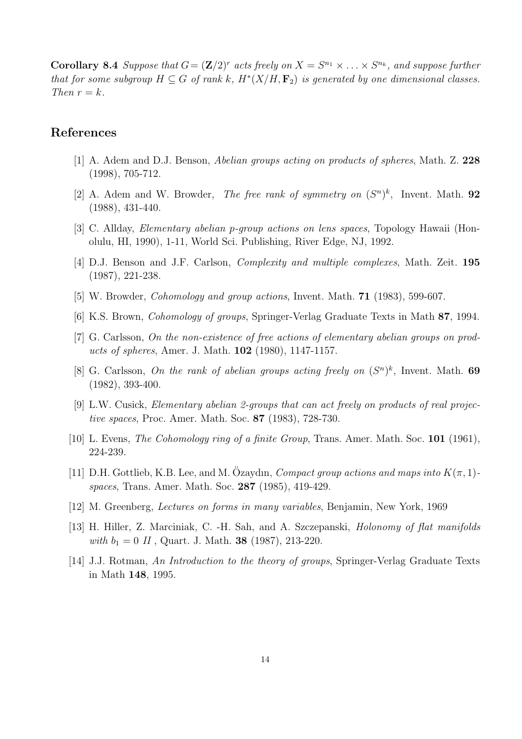**Corollary 8.4** *Suppose that* $G = (\mathbf{Z}/2)^r$ *acts freely on* $X = S^{n_1} \times \ldots \times S^{n_k}$*, and suppose further that for some subgroup* $H \subseteq G$ *of rank* $k$*,* $H^*(X/H, \mathbf{F}_2)$ *is generated by one dimensional classes. Then* $r = k$*.*

## References

[1] A. Adem and D.J. Benson, *Abelian groups acting on products of spheres*, Math. Z. **228** (1998), 705-712.

[2] A. Adem and W. Browder, *The free rank of symmetry on* $(S^n)^k$, Invent. Math. **92** (1988), 431-440.

[3] C. Allday, *Elementary abelian p-group actions on lens spaces*, Topology Hawaii (Honolulu, HI, 1990), 1-11, World Sci. Publishing, River Edge, NJ, 1992.

[4] D.J. Benson and J.F. Carlson, *Complexity and multiple complexes*, Math. Zeit. **195** (1987), 221-238.

[5] W. Browder, *Cohomology and group actions*, Invent. Math. **71** (1983), 599-607.

[6] K.S. Brown, *Cohomology of groups*, Springer-Verlag Graduate Texts in Math **87**, 1994.

[7] G. Carlsson, *On the non-existence of free actions of elementary abelian groups on products of spheres*, Amer. J. Math. **102** (1980), 1147-1157.

[8] G. Carlsson, *On the rank of abelian groups acting freely on* $(S^n)^k$, Invent. Math. **69** (1982), 393-400.

[9] L.W. Cusick, *Elementary abelian 2-groups that can act freely on products of real projective spaces*, Proc. Amer. Math. Soc. **87** (1983), 728-730.

[10] L. Evens, *The Cohomology ring of a finite Group*, Trans. Amer. Math. Soc. **101** (1961), 224-239.

[11] D.H. Gottlieb, K.B. Lee, and M. Özaydın, *Compact group actions and maps into* $K(\pi, 1)$*-spaces*, Trans. Amer. Math. Soc. **287** (1985), 419-429.

[12] M. Greenberg, *Lectures on forms in many variables*, Benjamin, New York, 1969

[13] H. Hiller, Z. Marciniak, C. -H. Sah, and A. Szczepanski, *Holonomy of flat manifolds with* $b_1 = 0$ *II*, Quart. J. Math. **38** (1987), 213-220.

[14] J.J. Rotman, *An Introduction to the theory of groups*, Springer-Verlag Graduate Texts in Math **148**, 1995.